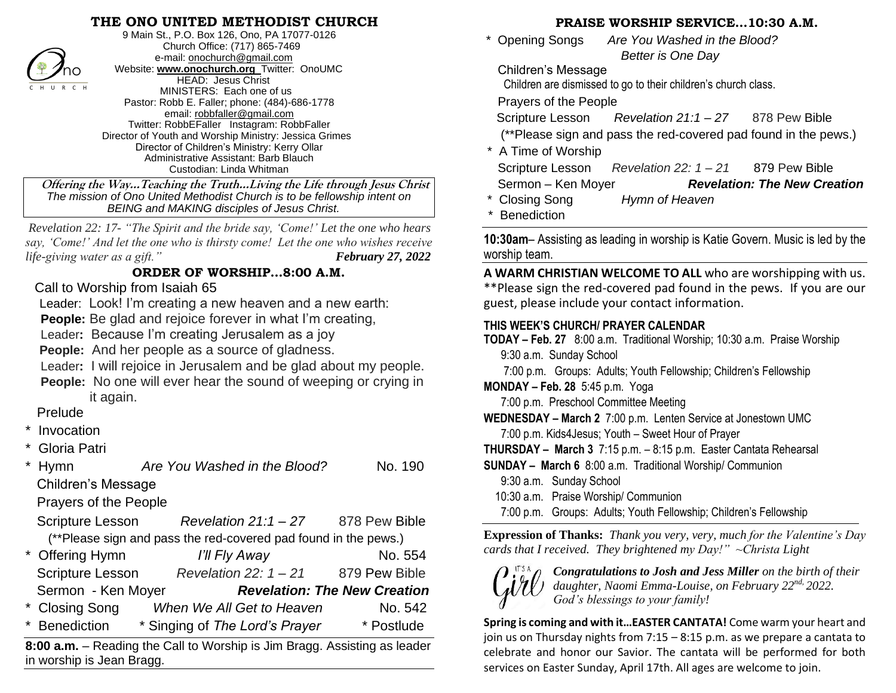# THE ONO UNITED METHODIST CHURCH

9 Main St., P.O. Box 126, Ono, PA 17077-0126
Church Office: (717) 865-7469
e-mail: onochurch@gmail.com
Website: **www.onochurch.org** Twitter: OnoUMC
HEAD: Jesus Christ
MINISTERS: Each one of us
Pastor: Robb E. Faller; phone: (484)-686-1778
email: robbfaller@gmail.com
Twitter: RobbEFaller Instagram: RobbFaller
Director of Youth and Worship Ministry: Jessica Grimes
Director of Children's Ministry: Kerry Ollar
Administrative Assistant: Barb Blauch
Custodian: Linda Whitman

***Offering the Way…Teaching the Truth…Living the Life through Jesus Christ***
*The mission of Ono United Methodist Church is to be fellowship intent on BEING and MAKING disciples of Jesus Christ.*

*Revelation 22: 17- "The Spirit and the bride say, 'Come!' Let the one who hears say, 'Come!' And let the one who is thirsty come! Let the one who wishes receive life-giving water as a gift."* ***February 27, 2022***

## ORDER OF WORSHIP…8:00 A.M.

Call to Worship from Isaiah 65

Leader: Look! I'm creating a new heaven and a new earth:
**People:** Be glad and rejoice forever in what I'm creating,
Leader**:** Because I'm creating Jerusalem as a joy
**People:** And her people as a source of gladness.
Leader**:** I will rejoice in Jerusalem and be glad about my people.
**People:** No one will ever hear the sound of weeping or crying in it again.

Prelude
* Invocation
* Gloria Patri
* Hymn *Are You Washed in the Blood?* No. 190

Children's Message
Prayers of the People
Scripture Lesson *Revelation 21:1 – 27* 878 Pew Bible
(**Please sign and pass the red-covered pad found in the pews.)
* Offering Hymn *I'll Fly Away* No. 554

Scripture Lesson *Revelation 22: 1 – 21* 879 Pew Bible
Sermon - Ken Moyer ***Revelation: The New Creation***
* Closing Song *When We All Get to Heaven* No. 542
* Benediction * Singing of *The Lord's Prayer* * Postlude

**8:00 a.m.** – Reading the Call to Worship is Jim Bragg. Assisting as leader in worship is Jean Bragg.

## PRAISE WORSHIP SERVICE…10:30 A.M.

* Opening Songs *Are You Washed in the Blood?*
*Better is One Day*

Children's Message
Children are dismissed to go to their children's church class.
Prayers of the People
Scripture Lesson *Revelation 21:1 – 27* 878 Pew Bible
(**Please sign and pass the red-covered pad found in the pews.)
* A Time of Worship

Scripture Lesson *Revelation 22: 1 – 21* 879 Pew Bible
Sermon – Ken Moyer ***Revelation: The New Creation***
* Closing Song *Hymn of Heaven*
* Benediction

**10:30am**– Assisting as leading in worship is Katie Govern. Music is led by the worship team.

**A WARM CHRISTIAN WELCOME TO ALL** who are worshipping with us. **Please sign the red-covered pad found in the pews. If you are our guest, please include your contact information.

**THIS WEEK'S CHURCH/ PRAYER CALENDAR**

**TODAY – Feb. 27** 8:00 a.m. Traditional Worship; 10:30 a.m. Praise Worship
9:30 a.m. Sunday School
7:00 p.m. Groups: Adults; Youth Fellowship; Children's Fellowship

**MONDAY – Feb. 28** 5:45 p.m. Yoga
7:00 p.m. Preschool Committee Meeting

**WEDNESDAY – March 2** 7:00 p.m. Lenten Service at Jonestown UMC
7:00 p.m. Kids4Jesus; Youth – Sweet Hour of Prayer

**THURSDAY – March 3** 7:15 p.m. – 8:15 p.m. Easter Cantata Rehearsal

**SUNDAY – March 6** 8:00 a.m. Traditional Worship/ Communion
9:30 a.m. Sunday School
10:30 a.m. Praise Worship/ Communion
7:00 p.m. Groups: Adults; Youth Fellowship; Children's Fellowship

**Expression of Thanks:** *Thank you very, very, much for the Valentine's Day cards that I received. They brightened my Day!" ~Christa Light*

It's a Girl

***Congratulations to Josh and Jess Miller*** *on the birth of their daughter, Naomi Emma-Louise, on February 22nd, 2022. God's blessings to your family!*

**Spring is coming and with it…EASTER CANTATA!** Come warm your heart and join us on Thursday nights from 7:15 – 8:15 p.m. as we prepare a cantata to celebrate and honor our Savior. The cantata will be performed for both services on Easter Sunday, April 17th. All ages are welcome to join.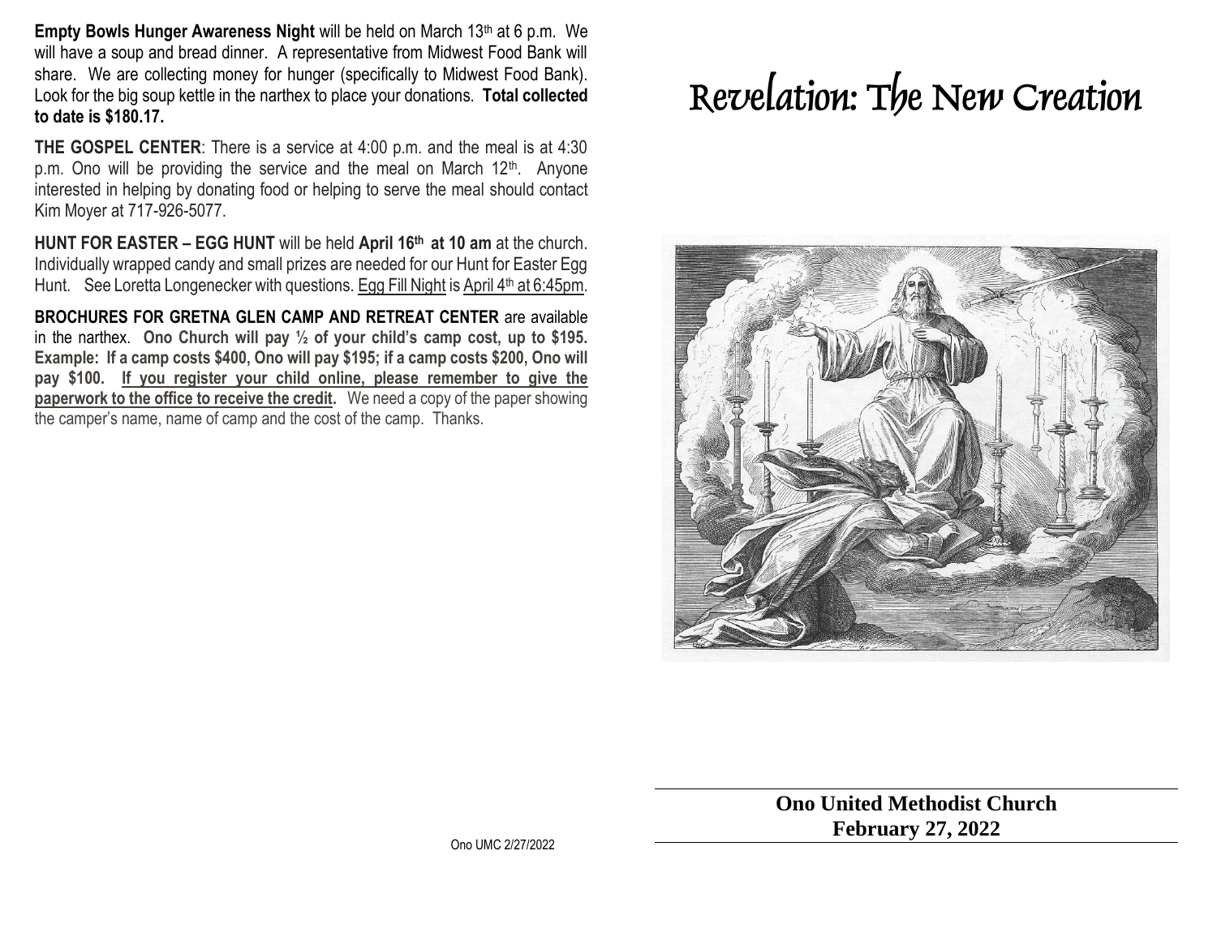**Empty Bowls Hunger Awareness Night** will be held on March 13th at 6 p.m. We will have a soup and bread dinner. A representative from Midwest Food Bank will share. We are collecting money for hunger (specifically to Midwest Food Bank). Look for the big soup kettle in the narthex to place your donations. **Total collected to date is $180.17.**

**THE GOSPEL CENTER**: There is a service at 4:00 p.m. and the meal is at 4:30 p.m. Ono will be providing the service and the meal on March 12th. Anyone interested in helping by donating food or helping to serve the meal should contact Kim Moyer at 717-926-5077.

**HUNT FOR EASTER – EGG HUNT** will be held **April 16th at 10 am** at the church. Individually wrapped candy and small prizes are needed for our Hunt for Easter Egg Hunt. See Loretta Longenecker with questions. Egg Fill Night is April 4th at 6:45pm.

**BROCHURES FOR GRETNA GLEN CAMP AND RETREAT CENTER** are available in the narthex. **Ono Church will pay ½ of your child's camp cost, up to $195. Example: If a camp costs $400, Ono will pay $195; if a camp costs $200, Ono will pay $100. If you register your child online, please remember to give the paperwork to the office to receive the credit.** We need a copy of the paper showing the camper's name, name of camp and the cost of the camp. Thanks.

Ono UMC 2/27/2022

# Revelation: The New Creation

**Ono United Methodist Church**
**February 27, 2022**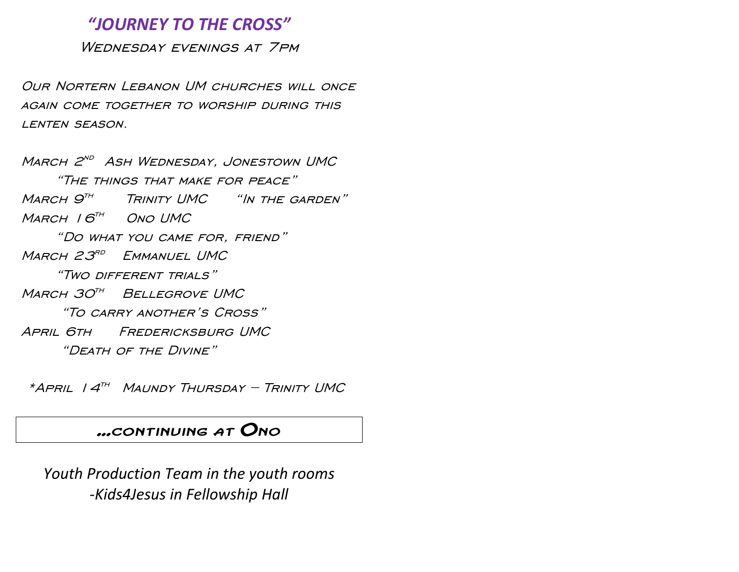## *"JOURNEY TO THE CROSS"*

Wednesday evenings at 7pm

Our Nortern Lebanon UM churches will once again come together to worship during this lenten season.

March 2nd Ash Wednesday, Jonestown UMC
"The things that make for peace"
March 9th Trinity UMC "In the garden"
March 16th Ono UMC
"Do what you came for, friend"
March 23rd Emmanuel UMC
"Two different trials"
March 30th Bellegrove UMC
"To carry another's Cross"
April 6th Fredericksburg UMC
"Death of the Divine"

*April 14th Maundy Thursday – Trinity UMC

**...continuing at Ono**

*Youth Production Team in the youth rooms*
*-Kids4Jesus in Fellowship Hall*